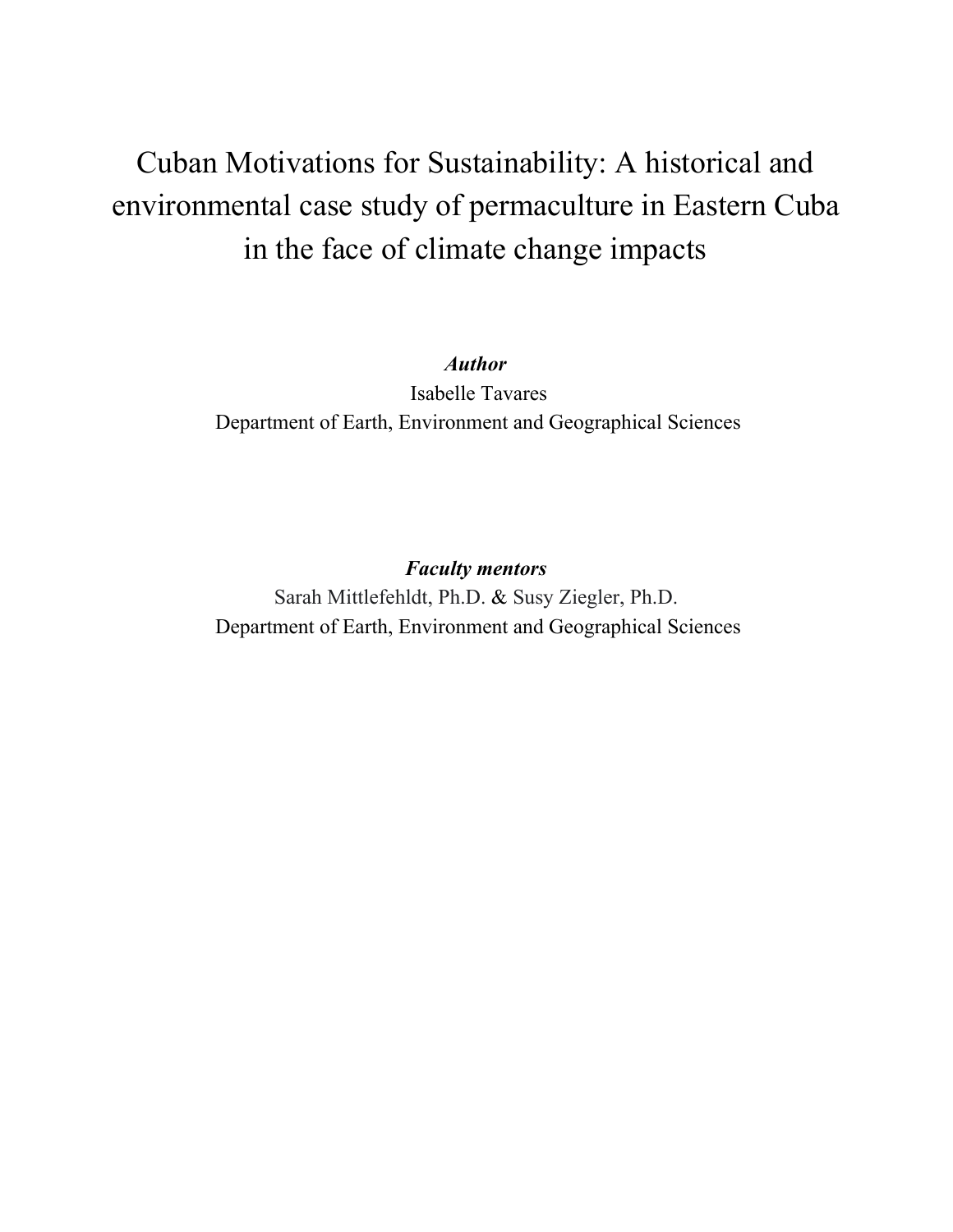# Cuban Motivations for Sustainability: A historical and environmental case study of permaculture in Eastern Cuba in the face of climate change impacts

***Author***

Isabelle Tavares

Department of Earth, Environment and Geographical Sciences

***Faculty mentors***

Sarah Mittlefehldt, Ph.D. & Susy Ziegler, Ph.D.

Department of Earth, Environment and Geographical Sciences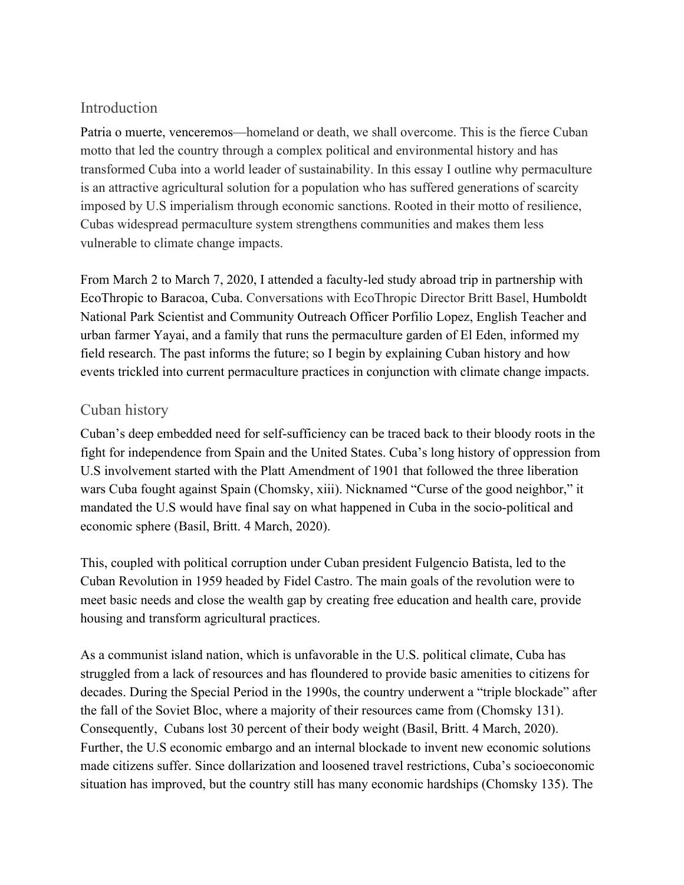## Introduction

Patria o muerte, venceremos—homeland or death, we shall overcome. This is the fierce Cuban motto that led the country through a complex political and environmental history and has transformed Cuba into a world leader of sustainability. In this essay I outline why permaculture is an attractive agricultural solution for a population who has suffered generations of scarcity imposed by U.S imperialism through economic sanctions. Rooted in their motto of resilience, Cubas widespread permaculture system strengthens communities and makes them less vulnerable to climate change impacts.

From March 2 to March 7, 2020, I attended a faculty-led study abroad trip in partnership with EcoThropic to Baracoa, Cuba. Conversations with EcoThropic Director Britt Basel, Humboldt National Park Scientist and Community Outreach Officer Porfilio Lopez, English Teacher and urban farmer Yayai, and a family that runs the permaculture garden of El Eden, informed my field research. The past informs the future; so I begin by explaining Cuban history and how events trickled into current permaculture practices in conjunction with climate change impacts.

## Cuban history

Cuban's deep embedded need for self-sufficiency can be traced back to their bloody roots in the fight for independence from Spain and the United States. Cuba's long history of oppression from U.S involvement started with the Platt Amendment of 1901 that followed the three liberation wars Cuba fought against Spain (Chomsky, xiii). Nicknamed "Curse of the good neighbor," it mandated the U.S would have final say on what happened in Cuba in the socio-political and economic sphere (Basil, Britt. 4 March, 2020).

This, coupled with political corruption under Cuban president Fulgencio Batista, led to the Cuban Revolution in 1959 headed by Fidel Castro. The main goals of the revolution were to meet basic needs and close the wealth gap by creating free education and health care, provide housing and transform agricultural practices.

As a communist island nation, which is unfavorable in the U.S. political climate, Cuba has struggled from a lack of resources and has floundered to provide basic amenities to citizens for decades. During the Special Period in the 1990s, the country underwent a "triple blockade" after the fall of the Soviet Bloc, where a majority of their resources came from (Chomsky 131). Consequently, Cubans lost 30 percent of their body weight (Basil, Britt. 4 March, 2020). Further, the U.S economic embargo and an internal blockade to invent new economic solutions made citizens suffer. Since dollarization and loosened travel restrictions, Cuba's socioeconomic situation has improved, but the country still has many economic hardships (Chomsky 135). The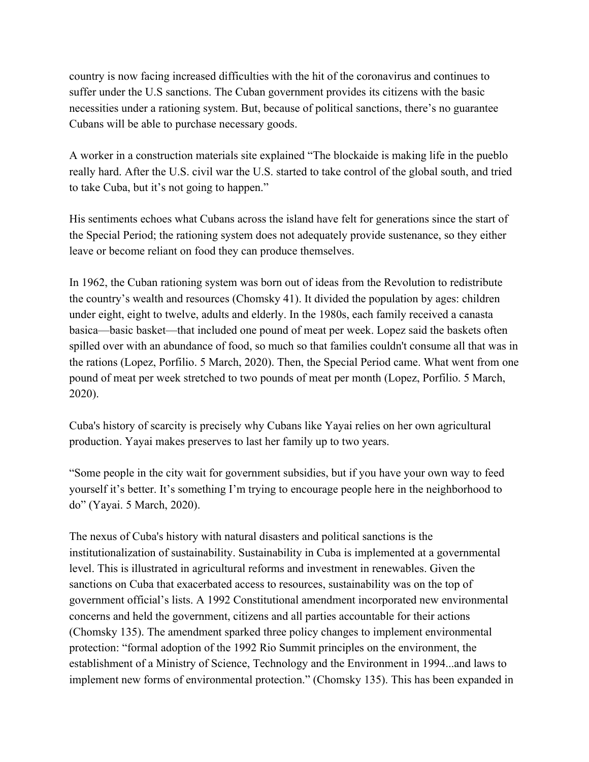country is now facing increased difficulties with the hit of the coronavirus and continues to suffer under the U.S sanctions. The Cuban government provides its citizens with the basic necessities under a rationing system. But, because of political sanctions, there's no guarantee Cubans will be able to purchase necessary goods.

A worker in a construction materials site explained "The blockaide is making life in the pueblo really hard. After the U.S. civil war the U.S. started to take control of the global south, and tried to take Cuba, but it's not going to happen."

His sentiments echoes what Cubans across the island have felt for generations since the start of the Special Period; the rationing system does not adequately provide sustenance, so they either leave or become reliant on food they can produce themselves.

In 1962, the Cuban rationing system was born out of ideas from the Revolution to redistribute the country's wealth and resources (Chomsky 41). It divided the population by ages: children under eight, eight to twelve, adults and elderly. In the 1980s, each family received a canasta basica—basic basket—that included one pound of meat per week. Lopez said the baskets often spilled over with an abundance of food, so much so that families couldn't consume all that was in the rations (Lopez, Porfilio. 5 March, 2020). Then, the Special Period came. What went from one pound of meat per week stretched to two pounds of meat per month (Lopez, Porfilio. 5 March, 2020).

Cuba's history of scarcity is precisely why Cubans like Yayai relies on her own agricultural production. Yayai makes preserves to last her family up to two years.

"Some people in the city wait for government subsidies, but if you have your own way to feed yourself it's better. It's something I'm trying to encourage people here in the neighborhood to do" (Yayai. 5 March, 2020).

The nexus of Cuba's history with natural disasters and political sanctions is the institutionalization of sustainability. Sustainability in Cuba is implemented at a governmental level. This is illustrated in agricultural reforms and investment in renewables. Given the sanctions on Cuba that exacerbated access to resources, sustainability was on the top of government official's lists. A 1992 Constitutional amendment incorporated new environmental concerns and held the government, citizens and all parties accountable for their actions (Chomsky 135). The amendment sparked three policy changes to implement environmental protection: "formal adoption of the 1992 Rio Summit principles on the environment, the establishment of a Ministry of Science, Technology and the Environment in 1994...and laws to implement new forms of environmental protection." (Chomsky 135). This has been expanded in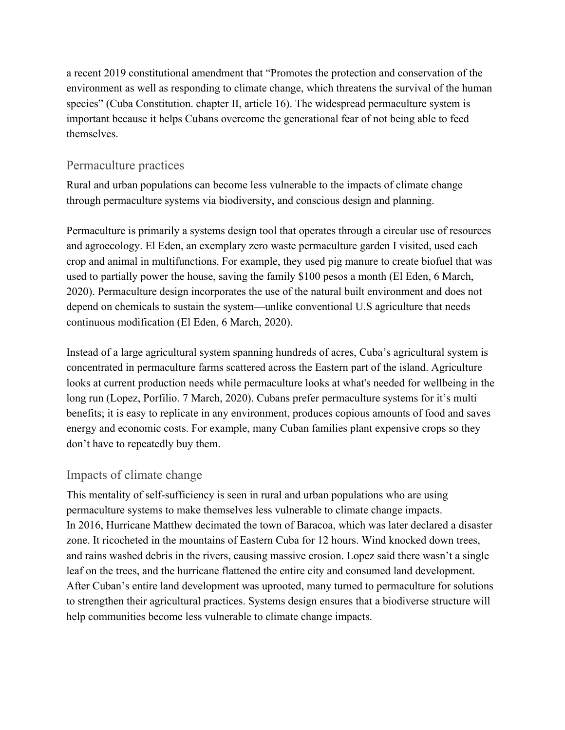a recent 2019 constitutional amendment that "Promotes the protection and conservation of the environment as well as responding to climate change, which threatens the survival of the human species" (Cuba Constitution. chapter II, article 16). The widespread permaculture system is important because it helps Cubans overcome the generational fear of not being able to feed themselves.

## Permaculture practices

Rural and urban populations can become less vulnerable to the impacts of climate change through permaculture systems via biodiversity, and conscious design and planning.

Permaculture is primarily a systems design tool that operates through a circular use of resources and agroecology. El Eden, an exemplary zero waste permaculture garden I visited, used each crop and animal in multifunctions. For example, they used pig manure to create biofuel that was used to partially power the house, saving the family $100 pesos a month (El Eden, 6 March, 2020). Permaculture design incorporates the use of the natural built environment and does not depend on chemicals to sustain the system—unlike conventional U.S agriculture that needs continuous modification (El Eden, 6 March, 2020).

Instead of a large agricultural system spanning hundreds of acres, Cuba's agricultural system is concentrated in permaculture farms scattered across the Eastern part of the island. Agriculture looks at current production needs while permaculture looks at what's needed for wellbeing in the long run (Lopez, Porfilio. 7 March, 2020). Cubans prefer permaculture systems for it's multi benefits; it is easy to replicate in any environment, produces copious amounts of food and saves energy and economic costs. For example, many Cuban families plant expensive crops so they don't have to repeatedly buy them.

## Impacts of climate change

This mentality of self-sufficiency is seen in rural and urban populations who are using permaculture systems to make themselves less vulnerable to climate change impacts.
In 2016, Hurricane Matthew decimated the town of Baracoa, which was later declared a disaster zone. It ricocheted in the mountains of Eastern Cuba for 12 hours. Wind knocked down trees, and rains washed debris in the rivers, causing massive erosion. Lopez said there wasn't a single leaf on the trees, and the hurricane flattened the entire city and consumed land development. After Cuban's entire land development was uprooted, many turned to permaculture for solutions to strengthen their agricultural practices. Systems design ensures that a biodiverse structure will help communities become less vulnerable to climate change impacts.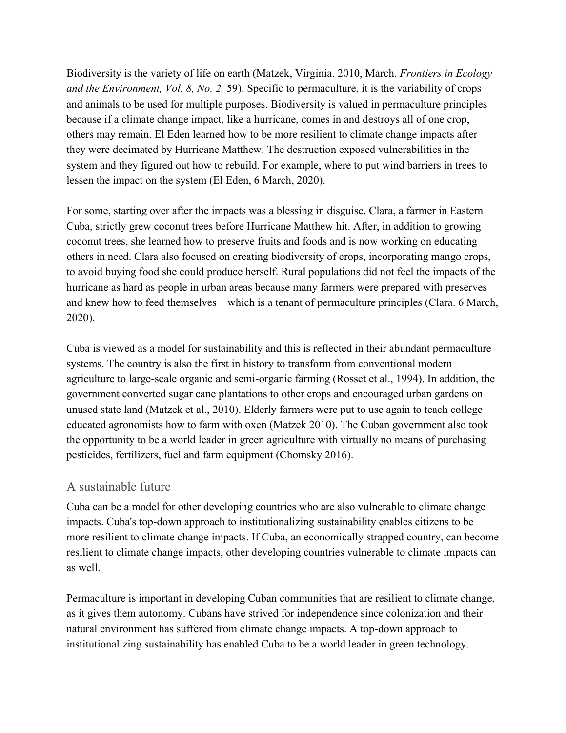Biodiversity is the variety of life on earth (Matzek, Virginia. 2010, March. *Frontiers in Ecology and the Environment, Vol. 8, No. 2,* 59). Specific to permaculture, it is the variability of crops and animals to be used for multiple purposes. Biodiversity is valued in permaculture principles because if a climate change impact, like a hurricane, comes in and destroys all of one crop, others may remain. El Eden learned how to be more resilient to climate change impacts after they were decimated by Hurricane Matthew. The destruction exposed vulnerabilities in the system and they figured out how to rebuild. For example, where to put wind barriers in trees to lessen the impact on the system (El Eden, 6 March, 2020).

For some, starting over after the impacts was a blessing in disguise. Clara, a farmer in Eastern Cuba, strictly grew coconut trees before Hurricane Matthew hit. After, in addition to growing coconut trees, she learned how to preserve fruits and foods and is now working on educating others in need. Clara also focused on creating biodiversity of crops, incorporating mango crops, to avoid buying food she could produce herself. Rural populations did not feel the impacts of the hurricane as hard as people in urban areas because many farmers were prepared with preserves and knew how to feed themselves—which is a tenant of permaculture principles (Clara. 6 March, 2020).

Cuba is viewed as a model for sustainability and this is reflected in their abundant permaculture systems. The country is also the first in history to transform from conventional modern agriculture to large-scale organic and semi-organic farming (Rosset et al., 1994). In addition, the government converted sugar cane plantations to other crops and encouraged urban gardens on unused state land (Matzek et al., 2010). Elderly farmers were put to use again to teach college educated agronomists how to farm with oxen (Matzek 2010). The Cuban government also took the opportunity to be a world leader in green agriculture with virtually no means of purchasing pesticides, fertilizers, fuel and farm equipment (Chomsky 2016).

## A sustainable future

Cuba can be a model for other developing countries who are also vulnerable to climate change impacts. Cuba's top-down approach to institutionalizing sustainability enables citizens to be more resilient to climate change impacts. If Cuba, an economically strapped country, can become resilient to climate change impacts, other developing countries vulnerable to climate impacts can as well.

Permaculture is important in developing Cuban communities that are resilient to climate change, as it gives them autonomy. Cubans have strived for independence since colonization and their natural environment has suffered from climate change impacts. A top-down approach to institutionalizing sustainability has enabled Cuba to be a world leader in green technology.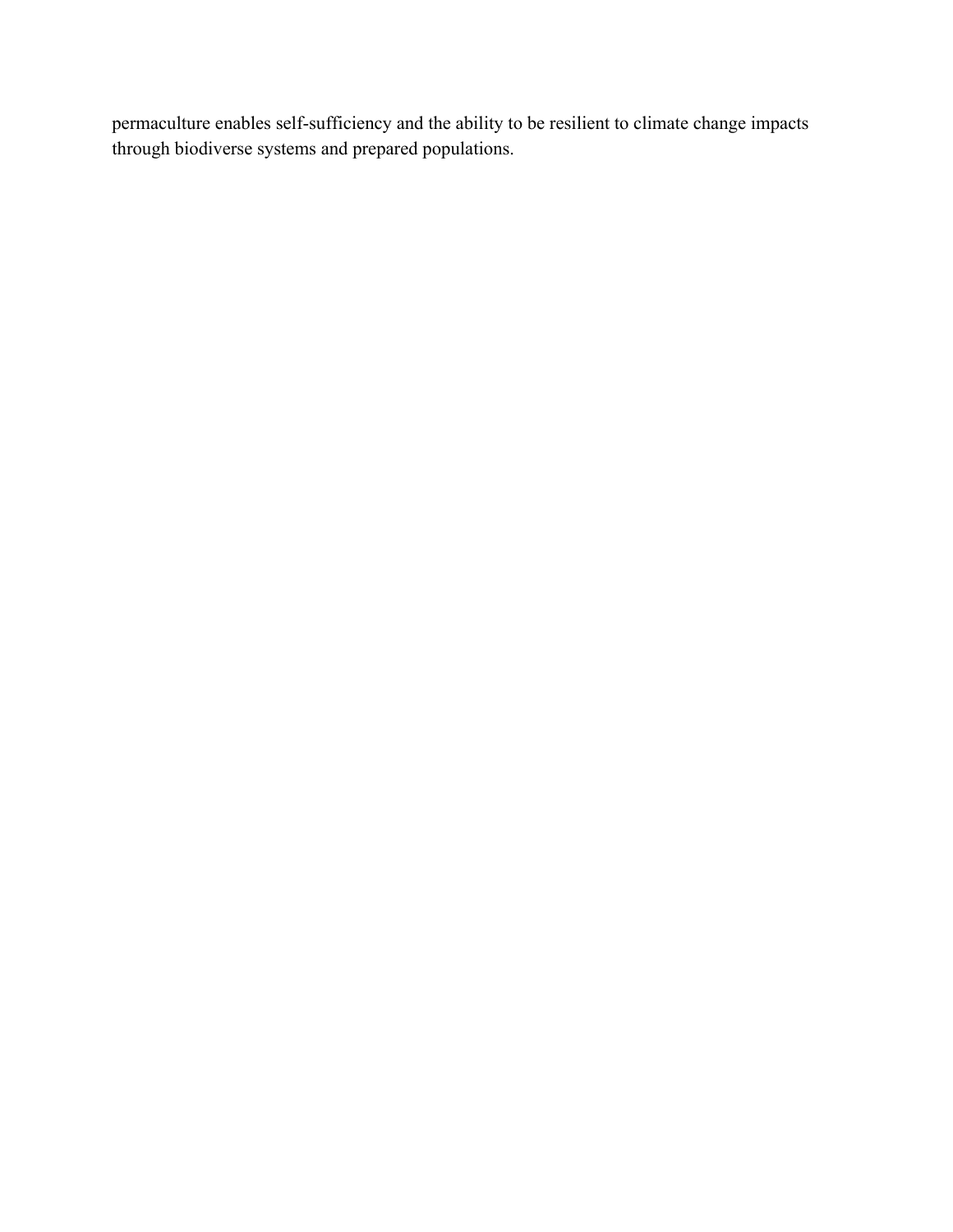permaculture enables self-sufficiency and the ability to be resilient to climate change impacts through biodiverse systems and prepared populations.